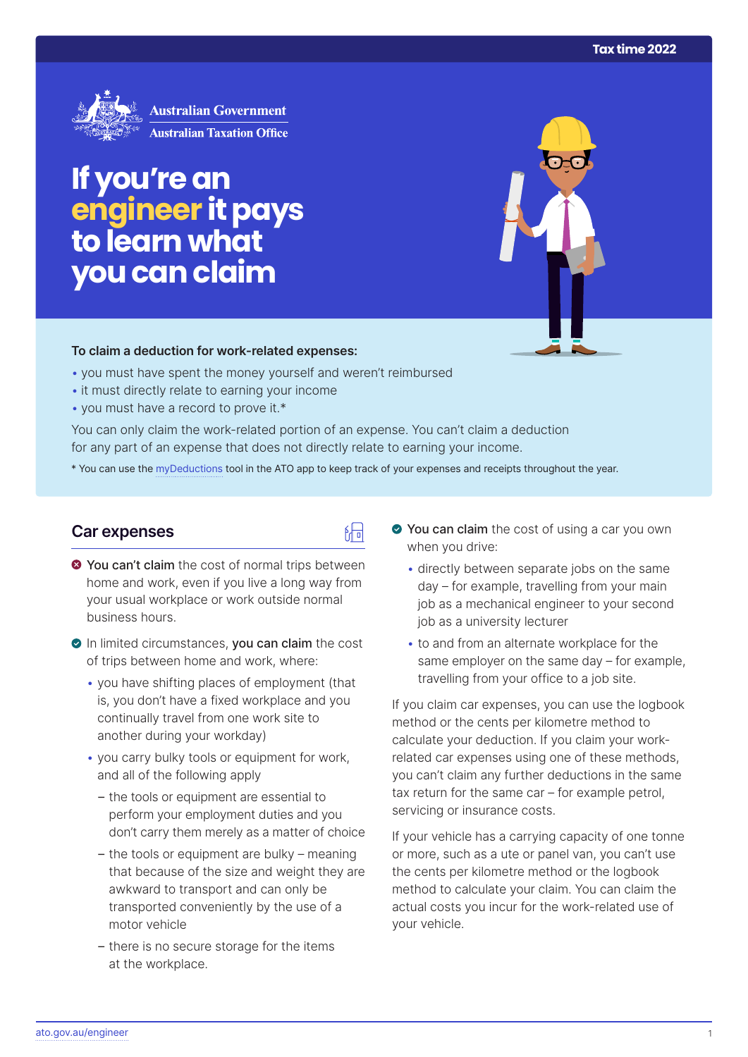Tax time 2022

Australian Government
Australian Taxation Office

# If you're an engineer it pays to learn what you can claim

**To claim a deduction for work-related expenses:**

- you must have spent the money yourself and weren't reimbursed
- it must directly relate to earning your income
- you must have a record to prove it.*

You can only claim the work-related portion of an expense. You can't claim a deduction for any part of an expense that does not directly relate to earning your income.

* You can use the myDeductions tool in the ATO app to keep track of your expenses and receipts throughout the year.

## Car expenses

- **You can't claim** the cost of normal trips between home and work, even if you live a long way from your usual workplace or work outside normal business hours.
- In limited circumstances, **you can claim** the cost of trips between home and work, where:
  - you have shifting places of employment (that is, you don't have a fixed workplace and you continually travel from one work site to another during your workday)
  - you carry bulky tools or equipment for work, and all of the following apply
    - the tools or equipment are essential to perform your employment duties and you don't carry them merely as a matter of choice
    - the tools or equipment are bulky – meaning that because of the size and weight they are awkward to transport and can only be transported conveniently by the use of a motor vehicle
    - there is no secure storage for the items at the workplace.
- **You can claim** the cost of using a car you own when you drive:
  - directly between separate jobs on the same day – for example, travelling from your main job as a mechanical engineer to your second job as a university lecturer
  - to and from an alternate workplace for the same employer on the same day – for example, travelling from your office to a job site.

If you claim car expenses, you can use the logbook method or the cents per kilometre method to calculate your deduction. If you claim your work-related car expenses using one of these methods, you can't claim any further deductions in the same tax return for the same car – for example petrol, servicing or insurance costs.

If your vehicle has a carrying capacity of one tonne or more, such as a ute or panel van, you can't use the cents per kilometre method or the logbook method to calculate your claim. You can claim the actual costs you incur for the work-related use of your vehicle.

ato.gov.au/engineer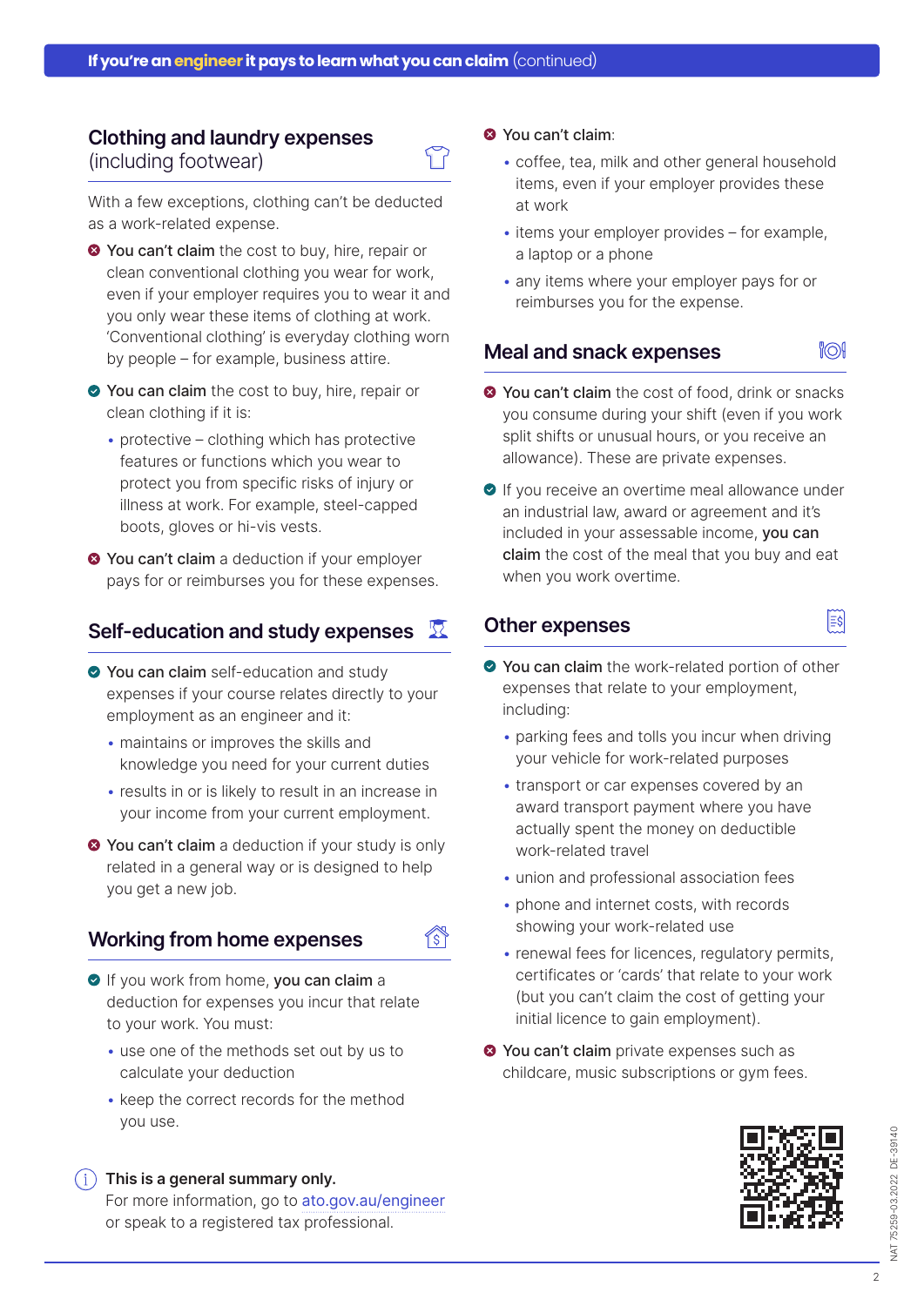## Clothing and laundry expenses (including footwear)

With a few exceptions, clothing can't be deducted as a work-related expense.

- **You can't claim** the cost to buy, hire, repair or clean conventional clothing you wear for work, even if your employer requires you to wear it and you only wear these items of clothing at work. 'Conventional clothing' is everyday clothing worn by people – for example, business attire.
- **You can claim** the cost to buy, hire, repair or clean clothing if it is:
  - protective – clothing which has protective features or functions which you wear to protect you from specific risks of injury or illness at work. For example, steel-capped boots, gloves or hi-vis vests.
- **You can't claim** a deduction if your employer pays for or reimburses you for these expenses.

## Self-education and study expenses

- **You can claim** self-education and study expenses if your course relates directly to your employment as an engineer and it:
  - maintains or improves the skills and knowledge you need for your current duties
  - results in or is likely to result in an increase in your income from your current employment.
- **You can't claim** a deduction if your study is only related in a general way or is designed to help you get a new job.

## Working from home expenses

- If you work from home, **you can claim** a deduction for expenses you incur that relate to your work. You must:
  - use one of the methods set out by us to calculate your deduction
  - keep the correct records for the method you use.
- **You can't claim**:
  - coffee, tea, milk and other general household items, even if your employer provides these at work
  - items your employer provides – for example, a laptop or a phone
  - any items where your employer pays for or reimburses you for the expense.

## Meal and snack expenses

- **You can't claim** the cost of food, drink or snacks you consume during your shift (even if you work split shifts or unusual hours, or you receive an allowance). These are private expenses.
- If you receive an overtime meal allowance under an industrial law, award or agreement and it's included in your assessable income, **you can claim** the cost of the meal that you buy and eat when you work overtime.

## Other expenses

- **You can claim** the work-related portion of other expenses that relate to your employment, including:
  - parking fees and tolls you incur when driving your vehicle for work-related purposes
  - transport or car expenses covered by an award transport payment where you have actually spent the money on deductible work-related travel
  - union and professional association fees
  - phone and internet costs, with records showing your work-related use
  - renewal fees for licences, regulatory permits, certificates or 'cards' that relate to your work (but you can't claim the cost of getting your initial licence to gain employment).
- **You can't claim** private expenses such as childcare, music subscriptions or gym fees.

**This is a general summary only.**
For more information, go to ato.gov.au/engineer or speak to a registered tax professional.

NAT 75259-03.2022 DE-39140